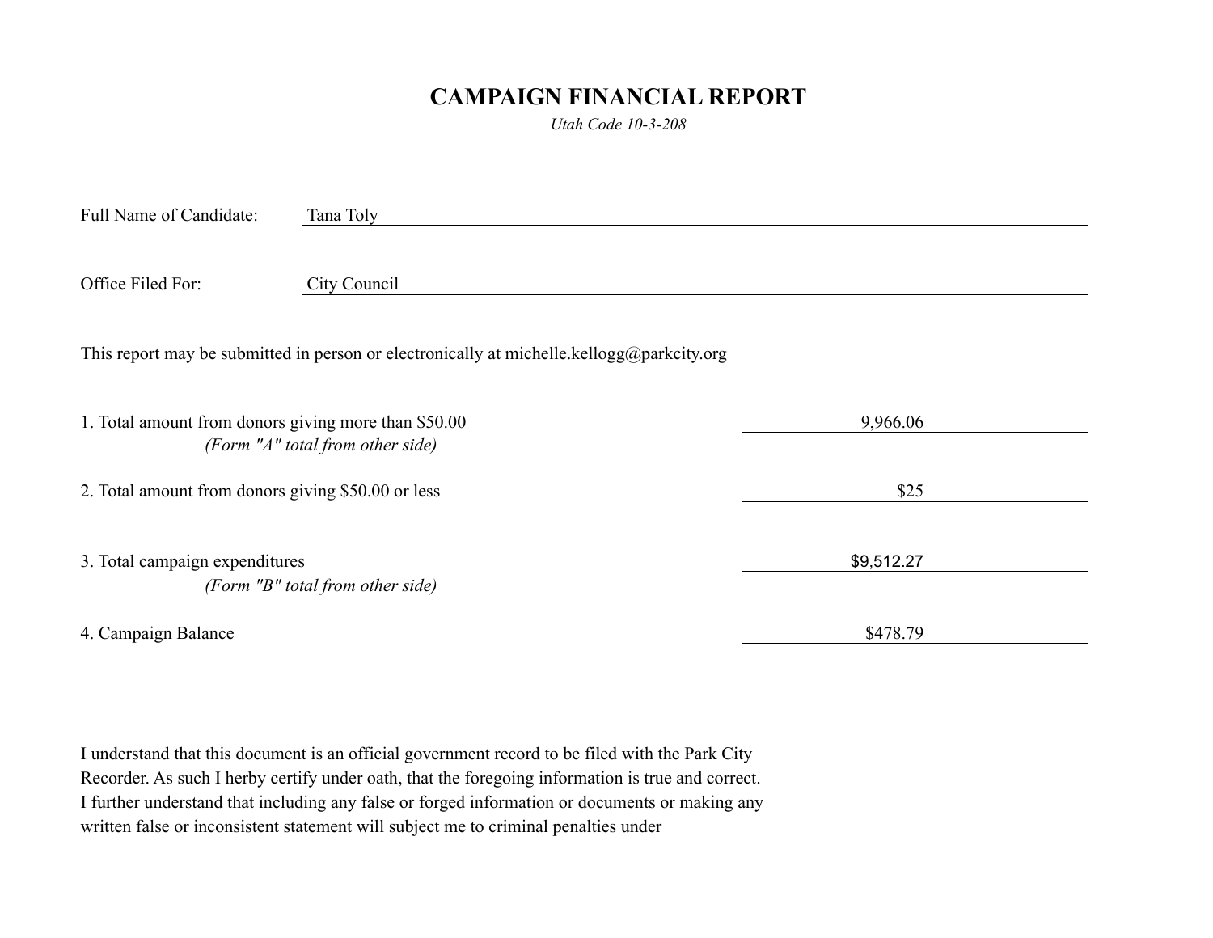# CAMPAIGN FINANCIAL REPORT

*Utah Code 10-3-208*

Full Name of Candidate: Tana Toly

Office Filed For: City Council

This report may be submitted in person or electronically at michelle.kellogg@parkcity.org

| | |
|---|---|
| 1. Total amount from donors giving more than $50.00 *(Form "A" total from other side)* | 9,966.06 |
| 2. Total amount from donors giving $50.00 or less | $25 |
| 3. Total campaign expenditures *(Form "B" total from other side)* | $9,512.27 |
| 4. Campaign Balance | $478.79 |

I understand that this document is an official government record to be filed with the Park City Recorder. As such I herby certify under oath, that the foregoing information is true and correct. I further understand that including any false or forged information or documents or making any written false or inconsistent statement will subject me to criminal penalties under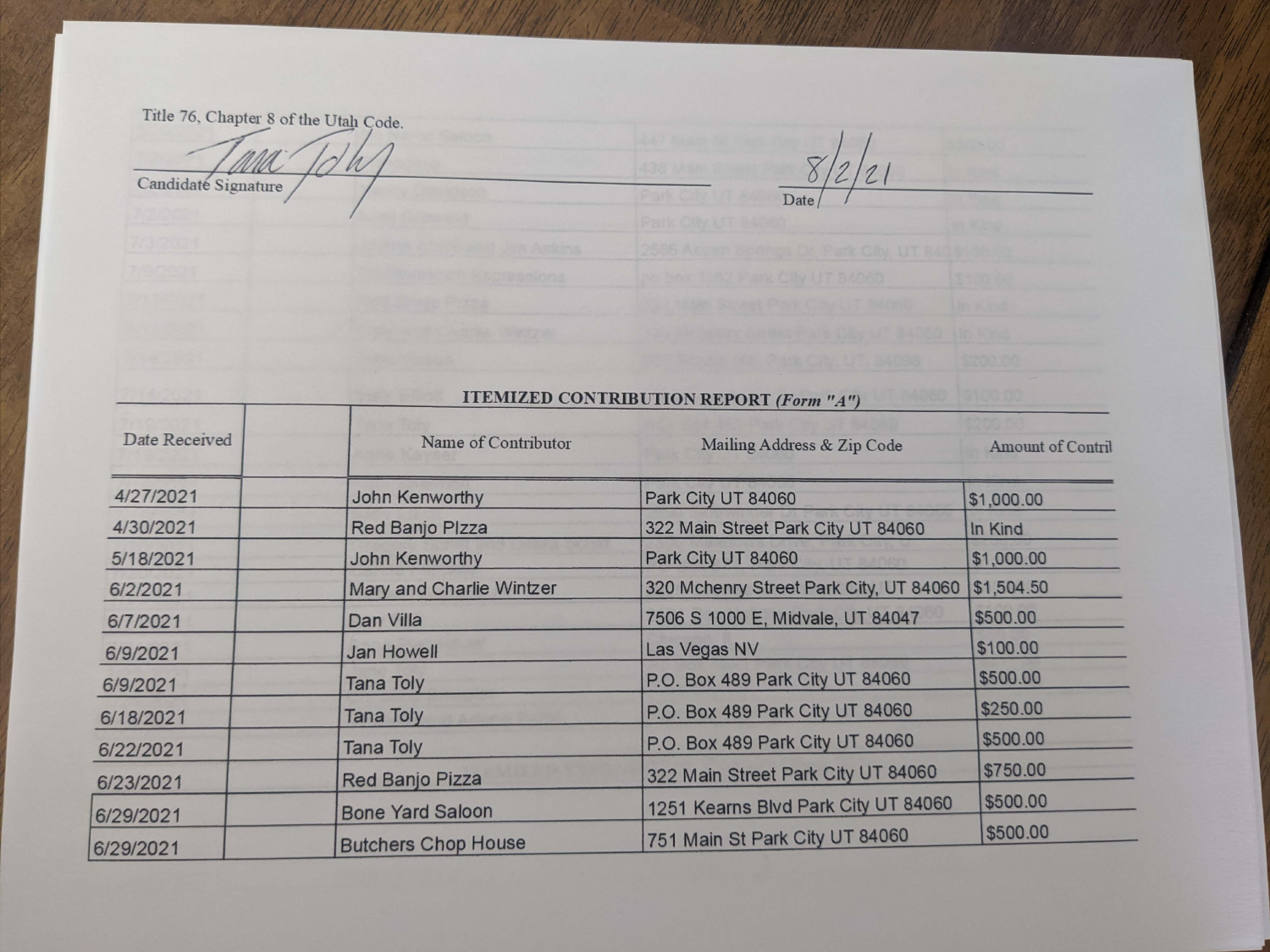Title 76, Chapter 8 of the Utah Code.

Candidate Signature: Tana Toly    Date: 8/2/21

## ITEMIZED CONTRIBUTION REPORT *(Form "A")*

| Date Received | | Name of Contributor | Mailing Address & Zip Code | Amount of Contril |
|---|---|---|---|---|
| 4/27/2021 | | John Kenworthy | Park City UT 84060 | $1,000.00 |
| 4/30/2021 | | Red Banjo PIzza | 322 Main Street Park City UT 84060 | In Kind |
| 5/18/2021 | | John Kenworthy | Park City UT 84060 | $1,000.00 |
| 6/2/2021 | | Mary and Charlie Wintzer | 320 Mchenry Street Park City, UT 84060 | $1,504.50 |
| 6/7/2021 | | Dan Villa | 7506 S 1000 E, Midvale, UT 84047 | $500.00 |
| 6/9/2021 | | Jan Howell | Las Vegas NV | $100.00 |
| 6/9/2021 | | Tana Toly | P.O. Box 489 Park City UT 84060 | $500.00 |
| 6/18/2021 | | Tana Toly | P.O. Box 489 Park City UT 84060 | $250.00 |
| 6/22/2021 | | Tana Toly | P.O. Box 489 Park City UT 84060 | $500.00 |
| 6/23/2021 | | Red Banjo Pizza | 322 Main Street Park City UT 84060 | $750.00 |
| 6/29/2021 | | Bone Yard Saloon | 1251 Kearns Blvd Park City UT 84060 | $500.00 |
| 6/29/2021 | | Butchers Chop House | 751 Main St Park City UT 84060 | $500.00 |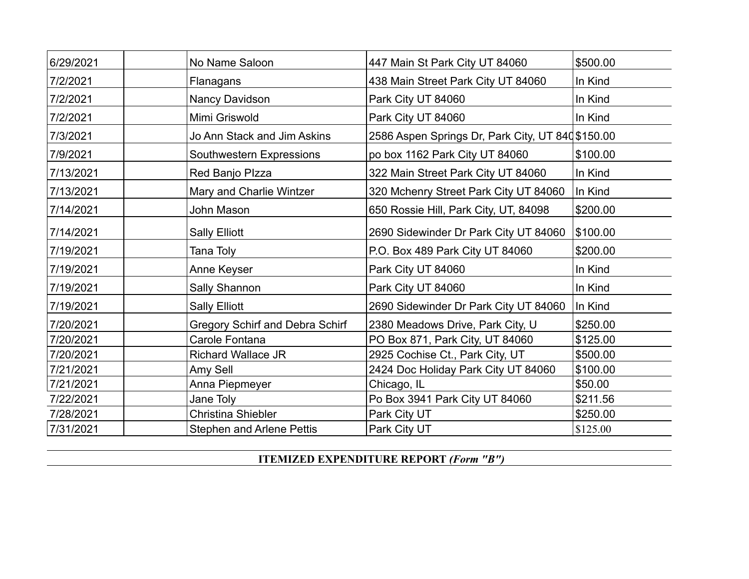| | | | | |
|---|---|---|---|---|
| 6/29/2021 | | No Name Saloon | 447 Main St Park City UT 84060 | $500.00 |
| 7/2/2021 | | Flanagans | 438 Main Street Park City UT 84060 | In Kind |
| 7/2/2021 | | Nancy Davidson | Park City UT 84060 | In Kind |
| 7/2/2021 | | Mimi Griswold | Park City UT 84060 | In Kind |
| 7/3/2021 | | Jo Ann Stack and Jim Askins | 2586 Aspen Springs Dr, Park City, UT 840 | $150.00 |
| 7/9/2021 | | Southwestern Expressions | po box 1162 Park City UT 84060 | $100.00 |
| 7/13/2021 | | Red Banjo PIzza | 322 Main Street Park City UT 84060 | In Kind |
| 7/13/2021 | | Mary and Charlie Wintzer | 320 Mchenry Street Park City UT 84060 | In Kind |
| 7/14/2021 | | John Mason | 650 Rossie Hill, Park City, UT, 84098 | $200.00 |
| 7/14/2021 | | Sally Elliott | 2690 Sidewinder Dr Park City UT 84060 | $100.00 |
| 7/19/2021 | | Tana Toly | P.O. Box 489 Park City UT 84060 | $200.00 |
| 7/19/2021 | | Anne Keyser | Park City UT 84060 | In Kind |
| 7/19/2021 | | Sally Shannon | Park City UT 84060 | In Kind |
| 7/19/2021 | | Sally Elliott | 2690 Sidewinder Dr Park City UT 84060 | In Kind |
| 7/20/2021 | | Gregory Schirf and Debra Schirf | 2380 Meadows Drive, Park City, U | $250.00 |
| 7/20/2021 | | Carole Fontana | PO Box 871, Park City, UT 84060 | $125.00 |
| 7/20/2021 | | Richard Wallace JR | 2925 Cochise Ct., Park City, UT | $500.00 |
| 7/21/2021 | | Amy Sell | 2424 Doc Holiday Park City UT 84060 | $100.00 |
| 7/21/2021 | | Anna Piepmeyer | Chicago, IL | $50.00 |
| 7/22/2021 | | Jane Toly | Po Box 3941 Park City UT 84060 | $211.56 |
| 7/28/2021 | | Christina Shiebler | Park City UT | $250.00 |
| 7/31/2021 | | Stephen and Arlene Pettis | Park City UT | $125.00 |

**ITEMIZED EXPENDITURE REPORT** ***(Form "B")***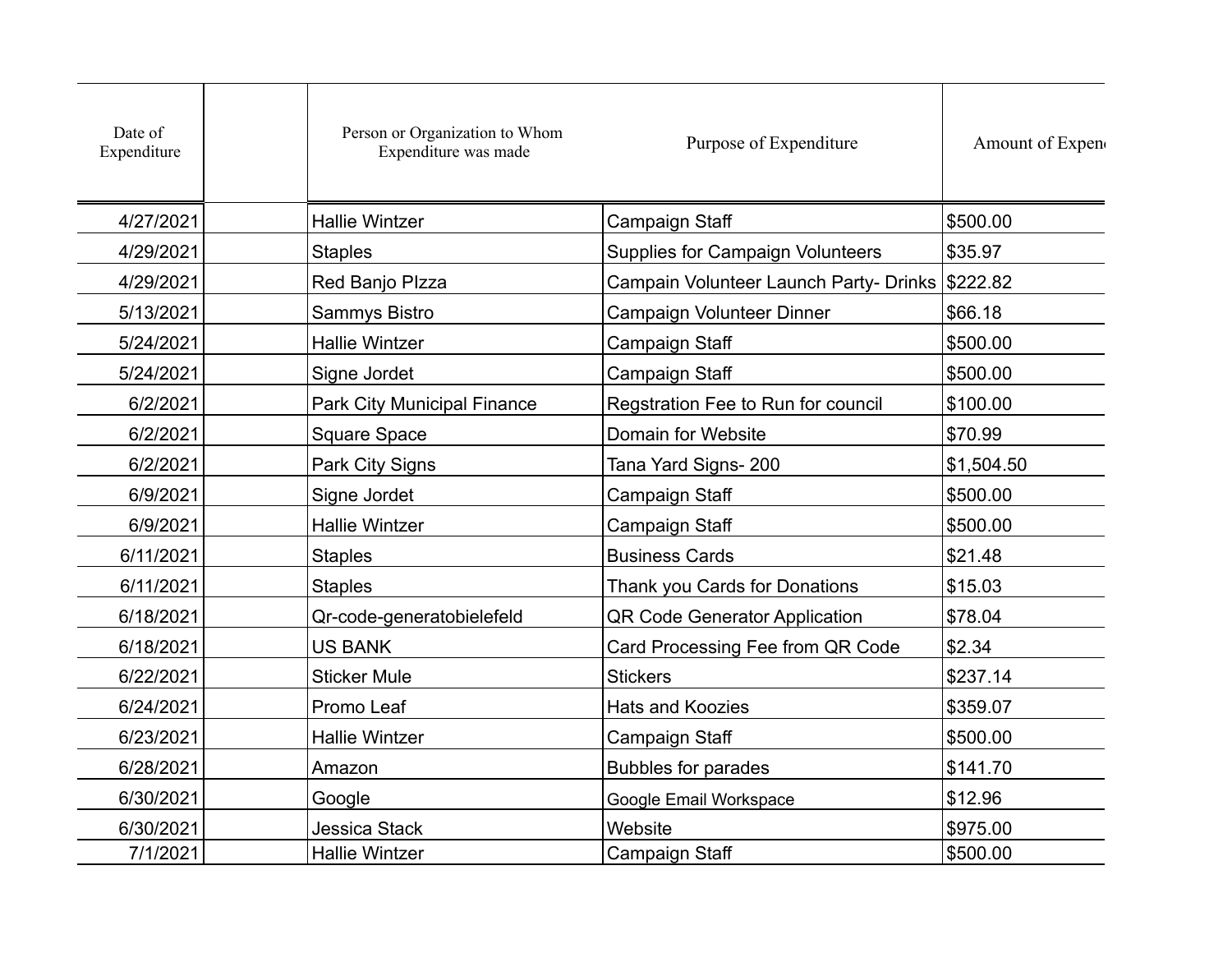| Date of Expenditure | | Person or Organization to Whom Expenditure was made | Purpose of Expenditure | Amount of Expend |
|---|---|---|---|---|
| 4/27/2021 | | Hallie Wintzer | Campaign Staff | $500.00 |
| 4/29/2021 | | Staples | Supplies for Campaign Volunteers | $35.97 |
| 4/29/2021 | | Red Banjo PIzza | Campain Volunteer Launch Party- Drinks | $222.82 |
| 5/13/2021 | | Sammys Bistro | Campaign Volunteer Dinner | $66.18 |
| 5/24/2021 | | Hallie Wintzer | Campaign Staff | $500.00 |
| 5/24/2021 | | Signe Jordet | Campaign Staff | $500.00 |
| 6/2/2021 | | Park City Municipal Finance | Regstration Fee to Run for council | $100.00 |
| 6/2/2021 | | Square Space | Domain for Website | $70.99 |
| 6/2/2021 | | Park City Signs | Tana Yard Signs- 200 | $1,504.50 |
| 6/9/2021 | | Signe Jordet | Campaign Staff | $500.00 |
| 6/9/2021 | | Hallie Wintzer | Campaign Staff | $500.00 |
| 6/11/2021 | | Staples | Business Cards | $21.48 |
| 6/11/2021 | | Staples | Thank you Cards for Donations | $15.03 |
| 6/18/2021 | | Qr-code-generatobielefeld | QR Code Generator Application | $78.04 |
| 6/18/2021 | | US BANK | Card Processing Fee from QR Code | $2.34 |
| 6/22/2021 | | Sticker Mule | Stickers | $237.14 |
| 6/24/2021 | | Promo Leaf | Hats and Koozies | $359.07 |
| 6/23/2021 | | Hallie Wintzer | Campaign Staff | $500.00 |
| 6/28/2021 | | Amazon | Bubbles for parades | $141.70 |
| 6/30/2021 | | Google | Google Email Workspace | $12.96 |
| 6/30/2021 | | Jessica Stack | Website | $975.00 |
| 7/1/2021 | | Hallie Wintzer | Campaign Staff | $500.00 |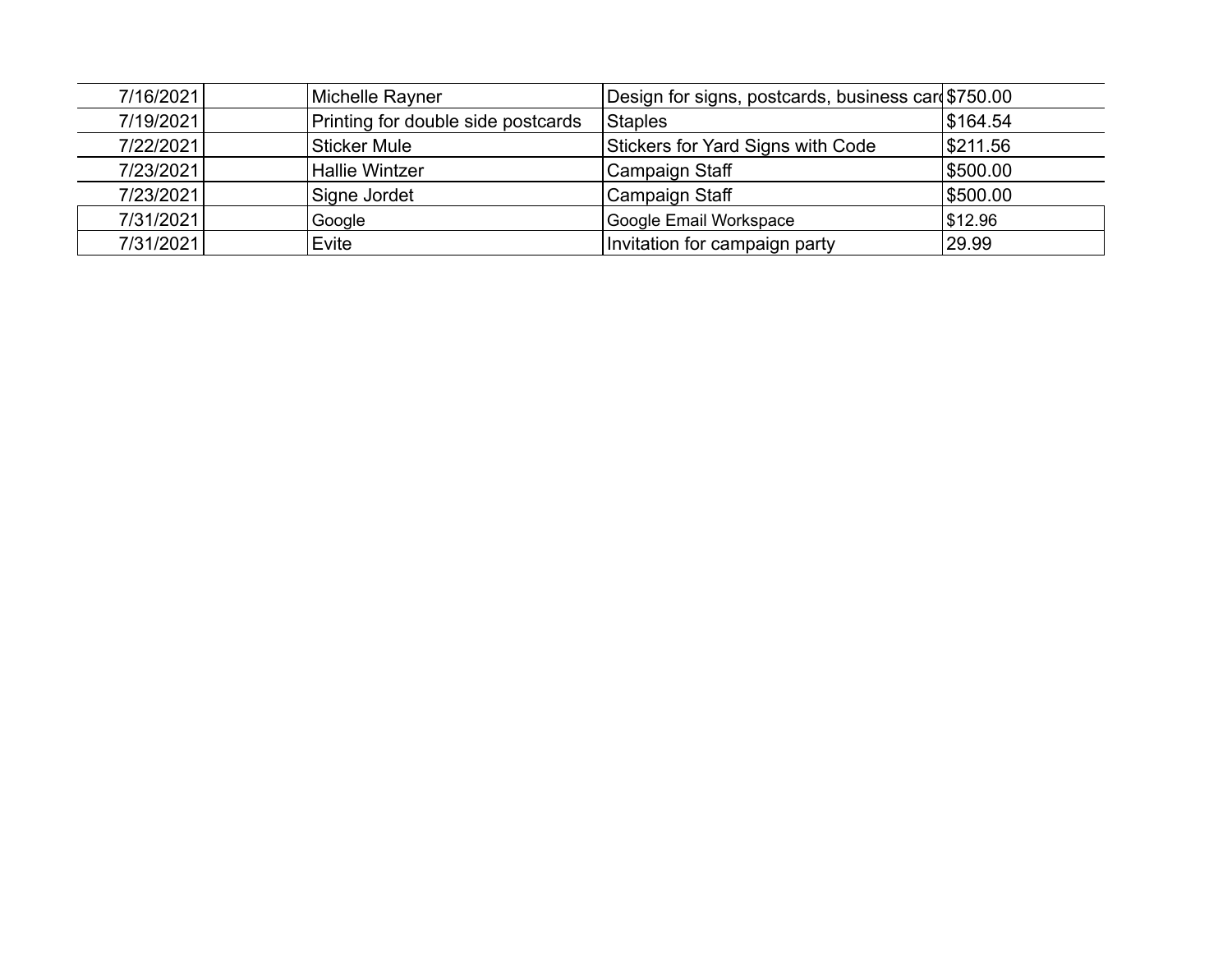| | | | | |
|---|---|---|---|---|
| 7/16/2021 | | Michelle Rayner | Design for signs, postcards, business card | $750.00 |
| 7/19/2021 | | Printing for double side postcards | Staples | $164.54 |
| 7/22/2021 | | Sticker Mule | Stickers for Yard Signs with Code | $211.56 |
| 7/23/2021 | | Hallie Wintzer | Campaign Staff | $500.00 |
| 7/23/2021 | | Signe Jordet | Campaign Staff | $500.00 |
| 7/31/2021 | | Google | Google Email Workspace | $12.96 |
| 7/31/2021 | | Evite | Invitation for campaign party | 29.99 |